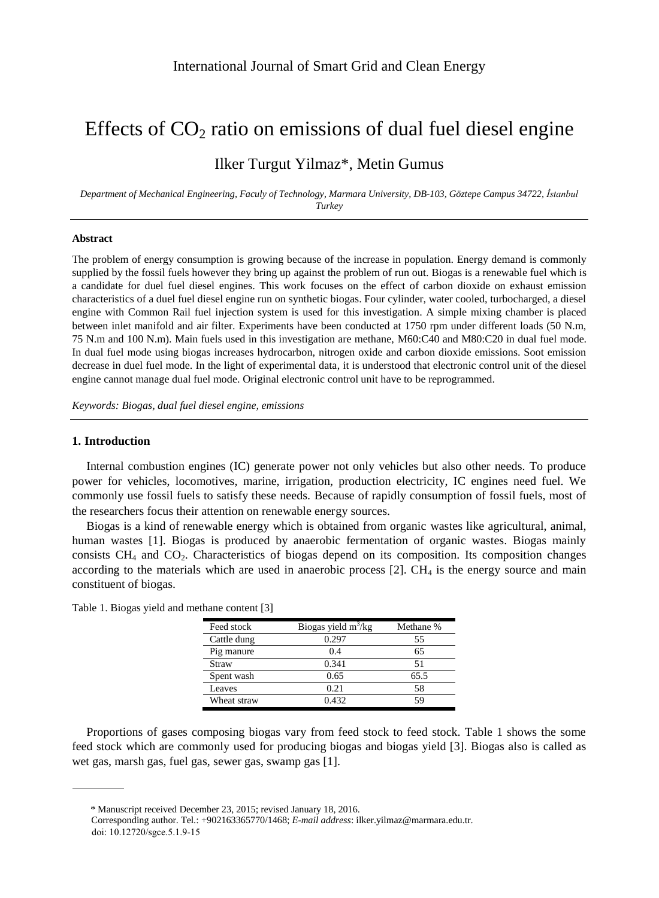# Effects of $CO_2$ ratio on emissions of dual fuel diesel engine

Ilker Turgut Yilmaz*, Metin Gumus

*Department of Mechanical Engineering, Faculy of Technology, Marmara University, DB-103, Göztepe Campus 34722, İstanbul Turkey*

---

**Abstract**

The problem of energy consumption is growing because of the increase in population. Energy demand is commonly supplied by the fossil fuels however they bring up against the problem of run out. Biogas is a renewable fuel which is a candidate for duel fuel diesel engines. This work focuses on the effect of carbon dioxide on exhaust emission characteristics of a duel fuel diesel engine run on synthetic biogas. Four cylinder, water cooled, turbocharged, a diesel engine with Common Rail fuel injection system is used for this investigation. A simple mixing chamber is placed between inlet manifold and air filter. Experiments have been conducted at 1750 rpm under different loads (50 N.m, 75 N.m and 100 N.m). Main fuels used in this investigation are methane, M60:C40 and M80:C20 in dual fuel mode. In dual fuel mode using biogas increases hydrocarbon, nitrogen oxide and carbon dioxide emissions. Soot emission decrease in duel fuel mode. In the light of experimental data, it is understood that electronic control unit of the diesel engine cannot manage dual fuel mode. Original electronic control unit have to be reprogrammed.

*Keywords: Biogas, dual fuel diesel engine, emissions*

---

## 1. Introduction

Internal combustion engines (IC) generate power not only vehicles but also other needs. To produce power for vehicles, locomotives, marine, irrigation, production electricity, IC engines need fuel. We commonly use fossil fuels to satisfy these needs. Because of rapidly consumption of fossil fuels, most of the researchers focus their attention on renewable energy sources.

Biogas is a kind of renewable energy which is obtained from organic wastes like agricultural, animal, human wastes [1]. Biogas is produced by anaerobic fermentation of organic wastes. Biogas mainly consists $CH_4$ and $CO_2$. Characteristics of biogas depend on its composition. Its composition changes according to the materials which are used in anaerobic process [2]. $CH_4$ is the energy source and main constituent of biogas.

Table 1. Biogas yield and methane content [3]

| Feed stock | Biogas yield $m^3$/kg | Methane % |
|---|---|---|
| Cattle dung | 0.297 | 55 |
| Pig manure | 0.4 | 65 |
| Straw | 0.341 | 51 |
| Spent wash | 0.65 | 65.5 |
| Leaves | 0.21 | 58 |
| Wheat straw | 0.432 | 59 |

Proportions of gases composing biogas vary from feed stock to feed stock. Table 1 shows the some feed stock which are commonly used for producing biogas and biogas yield [3]. Biogas also is called as wet gas, marsh gas, fuel gas, sewer gas, swamp gas [1].

---

\* Manuscript received December 23, 2015; revised January 18, 2016.

Corresponding author. Tel.: +902163365770/1468; *E-mail address*: ilker.yilmaz@marmara.edu.tr.

doi: 10.12720/sgce.5.1.9-15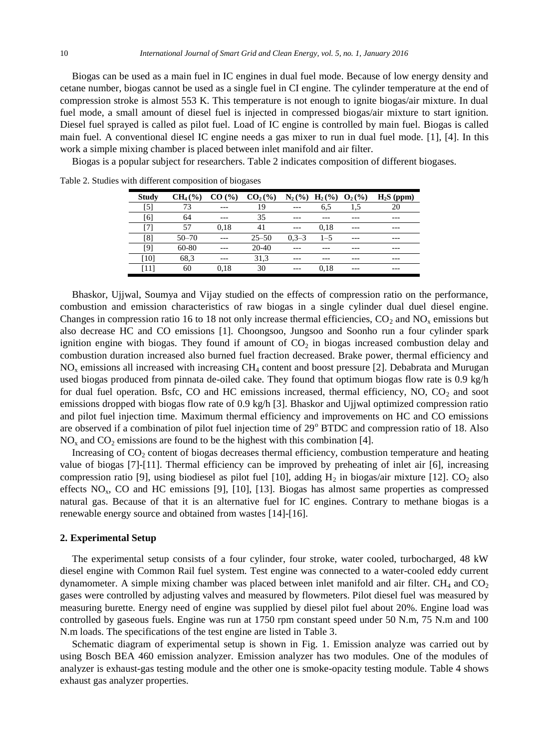Biogas can be used as a main fuel in IC engines in dual fuel mode. Because of low energy density and cetane number, biogas cannot be used as a single fuel in CI engine. The cylinder temperature at the end of compression stroke is almost 553 K. This temperature is not enough to ignite biogas/air mixture. In dual fuel mode, a small amount of diesel fuel is injected in compressed biogas/air mixture to start ignition. Diesel fuel sprayed is called as pilot fuel. Load of IC engine is controlled by main fuel. Biogas is called main fuel. A conventional diesel IC engine needs a gas mixer to run in dual fuel mode. [1], [4]. In this work a simple mixing chamber is placed between inlet manifold and air filter.

Biogas is a popular subject for researchers. Table 2 indicates composition of different biogases.

Table 2. Studies with different composition of biogases

| Study | $CH_4$ (%) | CO (%) | $CO_2$ (%) | $N_2$ (%) | $H_2$ (%) | $O_2$ (%) | $H_2S$ (ppm) |
|---|---|---|---|---|---|---|---|
| [5] | 73 | --- | 19 | --- | 6,5 | 1,5 | 20 |
| [6] | 64 | --- | 35 | --- | --- | --- | --- |
| [7] | 57 | 0,18 | 41 | --- | 0,18 | --- | --- |
| [8] | 50–70 | --- | 25–50 | 0,3–3 | 1–5 | --- | --- |
| [9] | 60-80 | --- | 20-40 | --- | --- | --- | --- |
| [10] | 68,3 | --- | 31,3 | --- | --- | --- | --- |
| [11] | 60 | 0,18 | 30 | --- | 0,18 | --- | --- |

Bhaskor, Ujjwal, Soumya and Vijay studied on the effects of compression ratio on the performance, combustion and emission characteristics of raw biogas in a single cylinder dual duel diesel engine. Changes in compression ratio 16 to 18 not only increase thermal efficiencies, $CO_2$ and $NO_x$ emissions but also decrease HC and CO emissions [1]. Choongsoo, Jungsoo and Soonho run a four cylinder spark ignition engine with biogas. They found if amount of $CO_2$ in biogas increased combustion delay and combustion duration increased also burned fuel fraction decreased. Brake power, thermal efficiency and $NO_x$ emissions all increased with increasing $CH_4$ content and boost pressure [2]. Debabrata and Murugan used biogas produced from pinnata de-oiled cake. They found that optimum biogas flow rate is 0.9 kg/h for dual fuel operation. Bsfc, CO and HC emissions increased, thermal efficiency, NO, $CO_2$ and soot emissions dropped with biogas flow rate of 0.9 kg/h [3]. Bhaskor and Ujjwal optimized compression ratio and pilot fuel injection time. Maximum thermal efficiency and improvements on HC and CO emissions are observed if a combination of pilot fuel injection time of 29$^o$ BTDC and compression ratio of 18. Also $NO_x$ and $CO_2$ emissions are found to be the highest with this combination [4].

Increasing of $CO_2$ content of biogas decreases thermal efficiency, combustion temperature and heating value of biogas [7]-[11]. Thermal efficiency can be improved by preheating of inlet air [6], increasing compression ratio [9], using biodiesel as pilot fuel [10], adding $H_2$ in biogas/air mixture [12]. $CO_2$ also effects $NO_x$, CO and HC emissions [9], [10], [13]. Biogas has almost same properties as compressed natural gas. Because of that it is an alternative fuel for IC engines. Contrary to methane biogas is a renewable energy source and obtained from wastes [14]-[16].

## 2. Experimental Setup

The experimental setup consists of a four cylinder, four stroke, water cooled, turbocharged, 48 kW diesel engine with Common Rail fuel system. Test engine was connected to a water-cooled eddy current dynamometer. A simple mixing chamber was placed between inlet manifold and air filter. $CH_4$ and $CO_2$ gases were controlled by adjusting valves and measured by flowmeters. Pilot diesel fuel was measured by measuring burette. Energy need of engine was supplied by diesel pilot fuel about 20%. Engine load was controlled by gaseous fuels. Engine was run at 1750 rpm constant speed under 50 N.m, 75 N.m and 100 N.m loads. The specifications of the test engine are listed in Table 3.

Schematic diagram of experimental setup is shown in Fig. 1. Emission analyze was carried out by using Bosch BEA 460 emission analyzer. Emission analyzer has two modules. One of the modules of analyzer is exhaust-gas testing module and the other one is smoke-opacity testing module. Table 4 shows exhaust gas analyzer properties.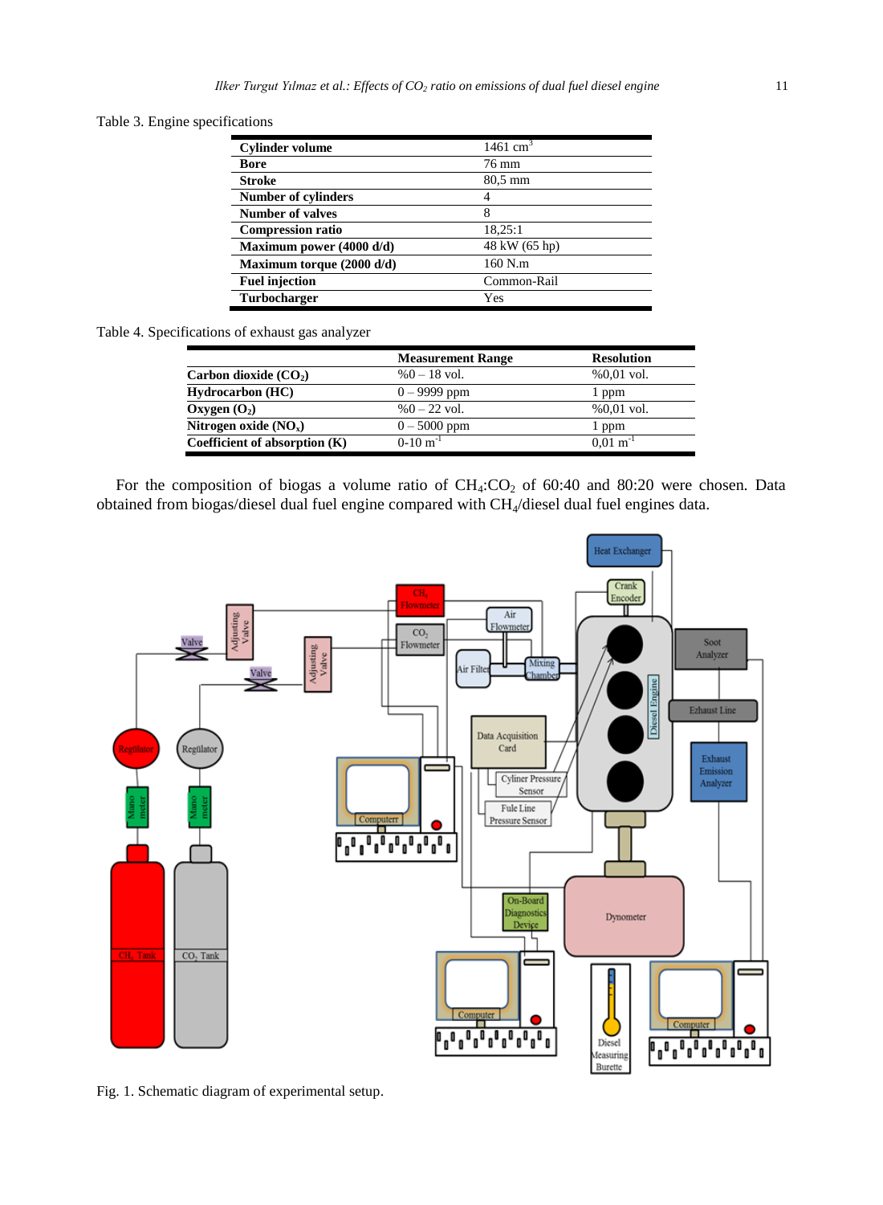Table 3. Engine specifications

| | |
|---|---|
| **Cylinder volume** | 1461 $cm^3$ |
| **Bore** | 76 mm |
| **Stroke** | 80,5 mm |
| **Number of cylinders** | 4 |
| **Number of valves** | 8 |
| **Compression ratio** | 18,25:1 |
| **Maximum power (4000 d/d)** | 48 kW (65 hp) |
| **Maximum torque (2000 d/d)** | 160 N.m |
| **Fuel injection** | Common-Rail |
| **Turbocharger** | Yes |

Table 4. Specifications of exhaust gas analyzer

| | **Measurement Range** | **Resolution** |
|---|---|---|
| **Carbon dioxide ($CO_2$)** | %0 – 18 vol. | %0,01 vol. |
| **Hydrocarbon (HC)** | 0 – 9999 ppm | 1 ppm |
| **Oxygen ($O_2$)** | %0 – 22 vol. | %0,01 vol. |
| **Nitrogen oxide ($NO_x$)** | 0 – 5000 ppm | 1 ppm |
| **Coefficient of absorption (K)** | 0-10 $m^{-1}$ | 0,01 $m^{-1}$ |

For the composition of biogas a volume ratio of $CH_4$:$CO_2$ of 60:40 and 80:20 were chosen. Data obtained from biogas/diesel dual fuel engine compared with $CH_4$/diesel dual fuel engines data.

Fig. 1. Schematic diagram of experimental setup.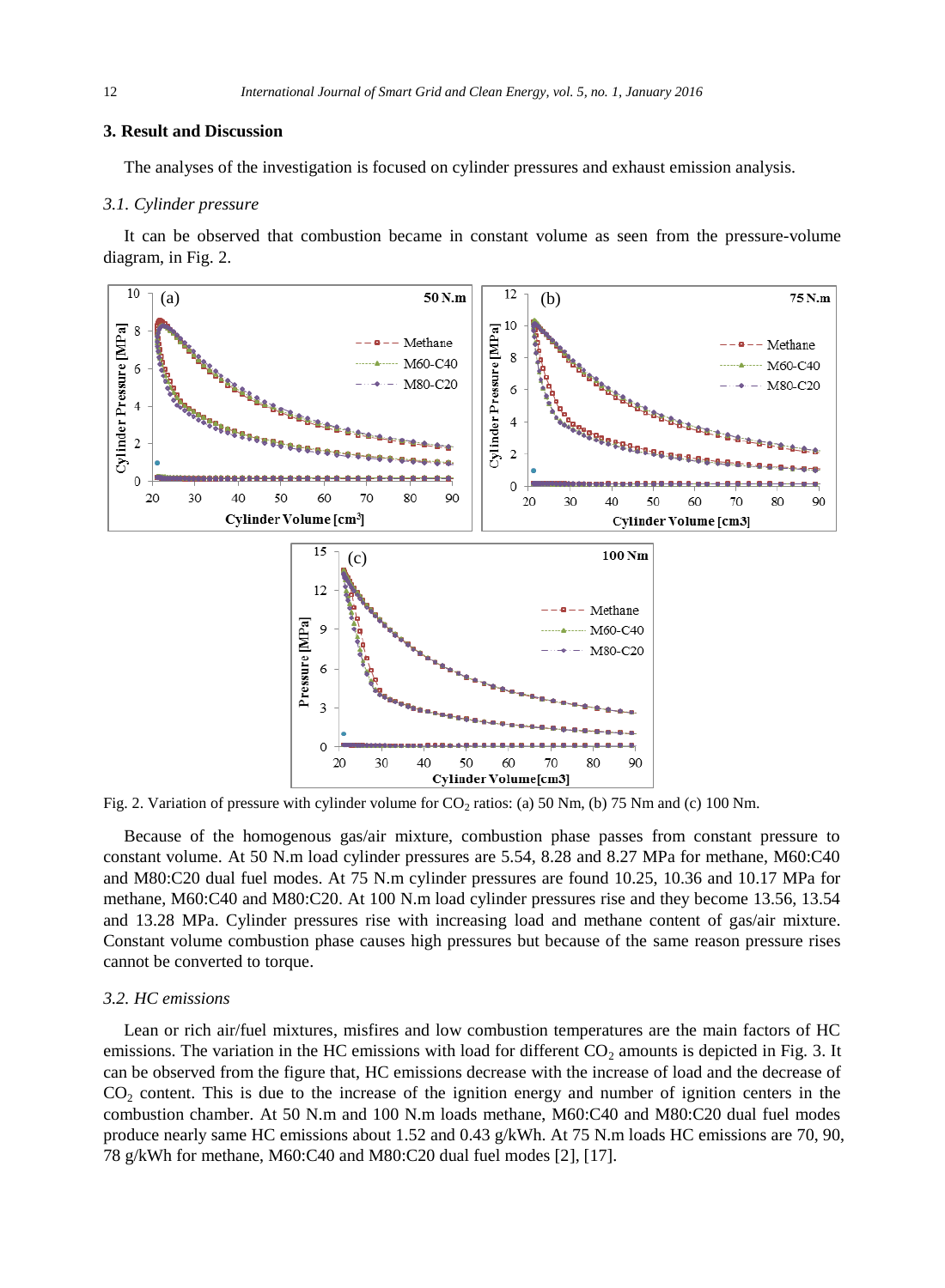## 3. Result and Discussion

The analyses of the investigation is focused on cylinder pressures and exhaust emission analysis.

### *3.1. Cylinder pressure*

It can be observed that combustion became in constant volume as seen from the pressure-volume diagram, in Fig. 2.

Fig. 2. Variation of pressure with cylinder volume for $CO_2$ ratios: (a) 50 Nm, (b) 75 Nm and (c) 100 Nm.

Because of the homogenous gas/air mixture, combustion phase passes from constant pressure to constant volume. At 50 N.m load cylinder pressures are 5.54, 8.28 and 8.27 MPa for methane, M60:C40 and M80:C20 dual fuel modes. At 75 N.m cylinder pressures are found 10.25, 10.36 and 10.17 MPa for methane, M60:C40 and M80:C20. At 100 N.m load cylinder pressures rise and they become 13.56, 13.54 and 13.28 MPa. Cylinder pressures rise with increasing load and methane content of gas/air mixture. Constant volume combustion phase causes high pressures but because of the same reason pressure rises cannot be converted to torque.

### *3.2. HC emissions*

Lean or rich air/fuel mixtures, misfires and low combustion temperatures are the main factors of HC emissions. The variation in the HC emissions with load for different $CO_2$ amounts is depicted in Fig. 3. It can be observed from the figure that, HC emissions decrease with the increase of load and the decrease of $CO_2$ content. This is due to the increase of the ignition energy and number of ignition centers in the combustion chamber. At 50 N.m and 100 N.m loads methane, M60:C40 and M80:C20 dual fuel modes produce nearly same HC emissions about 1.52 and 0.43 g/kWh. At 75 N.m loads HC emissions are 70, 90, 78 g/kWh for methane, M60:C40 and M80:C20 dual fuel modes [2], [17].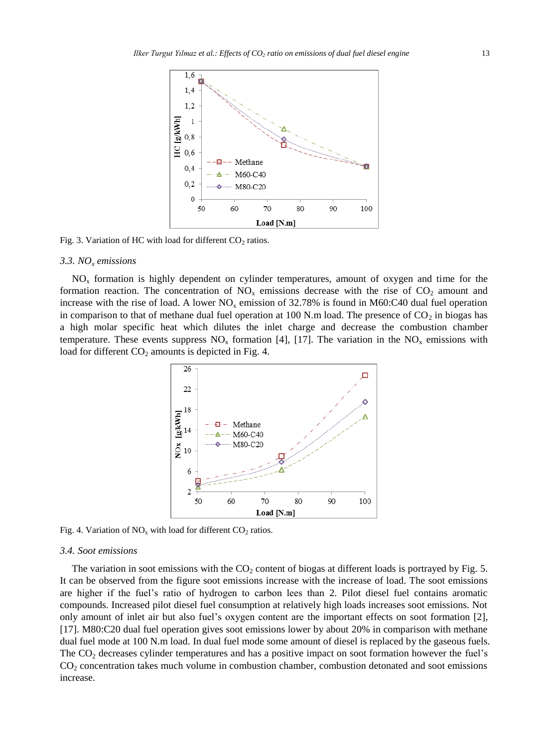Fig. 3. Variation of HC with load for different $CO_2$ ratios.

### 3.3. $NO_x$ emissions

$NO_x$ formation is highly dependent on cylinder temperatures, amount of oxygen and time for the formation reaction. The concentration of $NO_x$ emissions decrease with the rise of $CO_2$ amount and increase with the rise of load. A lower $NO_x$ emission of 32.78% is found in M60:C40 dual fuel operation in comparison to that of methane dual fuel operation at 100 N.m load. The presence of $CO_2$ in biogas has a high molar specific heat which dilutes the inlet charge and decrease the combustion chamber temperature. These events suppress $NO_x$ formation [4], [17]. The variation in the $NO_x$ emissions with load for different $CO_2$ amounts is depicted in Fig. 4.

Fig. 4. Variation of $NO_x$ with load for different $CO_2$ ratios.

### 3.4. Soot emissions

The variation in soot emissions with the $CO_2$ content of biogas at different loads is portrayed by Fig. 5. It can be observed from the figure soot emissions increase with the increase of load. The soot emissions are higher if the fuel's ratio of hydrogen to carbon lees than 2. Pilot diesel fuel contains aromatic compounds. Increased pilot diesel fuel consumption at relatively high loads increases soot emissions. Not only amount of inlet air but also fuel's oxygen content are the important effects on soot formation [2], [17]. M80:C20 dual fuel operation gives soot emissions lower by about 20% in comparison with methane dual fuel mode at 100 N.m load. In dual fuel mode some amount of diesel is replaced by the gaseous fuels. The $CO_2$ decreases cylinder temperatures and has a positive impact on soot formation however the fuel's $CO_2$ concentration takes much volume in combustion chamber, combustion detonated and soot emissions increase.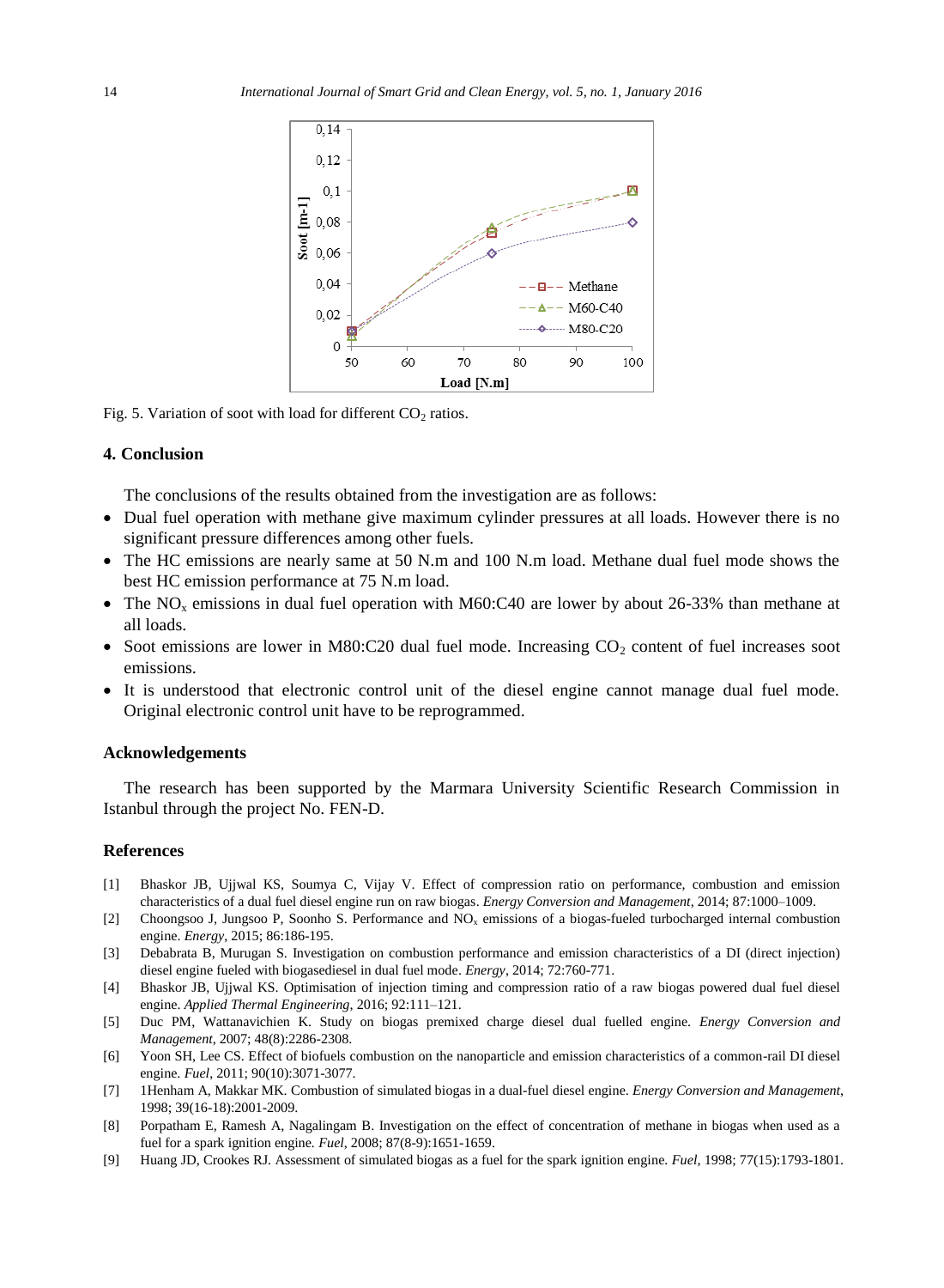Fig. 5. Variation of soot with load for different $CO_2$ ratios.

## 4. Conclusion

The conclusions of the results obtained from the investigation are as follows:

- Dual fuel operation with methane give maximum cylinder pressures at all loads. However there is no significant pressure differences among other fuels.
- The HC emissions are nearly same at 50 N.m and 100 N.m load. Methane dual fuel mode shows the best HC emission performance at 75 N.m load.
- The $NO_x$ emissions in dual fuel operation with M60:C40 are lower by about 26-33% than methane at all loads.
- Soot emissions are lower in M80:C20 dual fuel mode. Increasing $CO_2$ content of fuel increases soot emissions.
- It is understood that electronic control unit of the diesel engine cannot manage dual fuel mode. Original electronic control unit have to be reprogrammed.

## Acknowledgements

The research has been supported by the Marmara University Scientific Research Commission in Istanbul through the project No. FEN-D.

## References

[1] Bhaskor JB, Ujjwal KS, Soumya C, Vijay V. Effect of compression ratio on performance, combustion and emission characteristics of a dual fuel diesel engine run on raw biogas. *Energy Conversion and Management*, 2014; 87:1000–1009.

[2] Choongsoo J, Jungsoo P, Soonho S. Performance and $NO_x$ emissions of a biogas-fueled turbocharged internal combustion engine. *Energy*, 2015; 86:186-195.

[3] Debabrata B, Murugan S. Investigation on combustion performance and emission characteristics of a DI (direct injection) diesel engine fueled with biogasdiesel in dual fuel mode. *Energy*, 2014; 72:760-771.

[4] Bhaskor JB, Ujjwal KS. Optimisation of injection timing and compression ratio of a raw biogas powered dual fuel diesel engine. *Applied Thermal Engineering*, 2016; 92:111–121.

[5] Duc PM, Wattanavichien K. Study on biogas premixed charge diesel dual fuelled engine. *Energy Conversion and Management*, 2007; 48(8):2286-2308.

[6] Yoon SH, Lee CS. Effect of biofuels combustion on the nanoparticle and emission characteristics of a common-rail DI diesel engine. *Fuel*, 2011; 90(10):3071-3077.

[7] 1Henham A, Makkar MK. Combustion of simulated biogas in a dual-fuel diesel engine. *Energy Conversion and Management*, 1998; 39(16-18):2001-2009.

[8] Porpatham E, Ramesh A, Nagalingam B. Investigation on the effect of concentration of methane in biogas when used as a fuel for a spark ignition engine. *Fuel*, 2008; 87(8-9):1651-1659.

[9] Huang JD, Crookes RJ. Assessment of simulated biogas as a fuel for the spark ignition engine. *Fuel*, 1998; 77(15):1793-1801.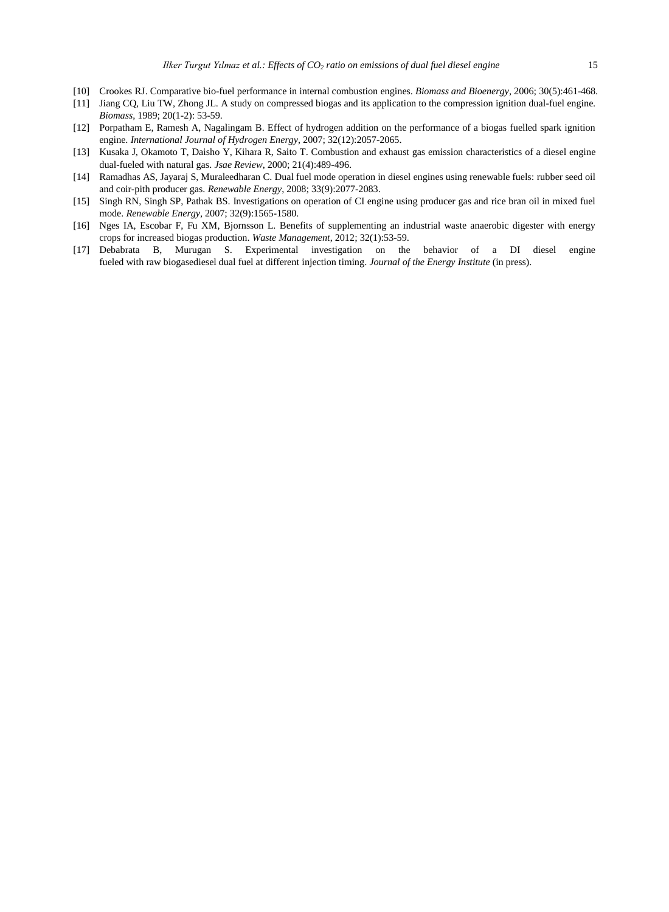[10] Crookes RJ. Comparative bio-fuel performance in internal combustion engines. *Biomass and Bioenergy*, 2006; 30(5):461-468.

[11] Jiang CQ, Liu TW, Zhong JL. A study on compressed biogas and its application to the compression ignition dual-fuel engine. *Biomass*, 1989; 20(1-2): 53-59.

[12] Porpatham E, Ramesh A, Nagalingam B. Effect of hydrogen addition on the performance of a biogas fuelled spark ignition engine. *International Journal of Hydrogen Energy*, 2007; 32(12):2057-2065.

[13] Kusaka J, Okamoto T, Daisho Y, Kihara R, Saito T. Combustion and exhaust gas emission characteristics of a diesel engine dual-fueled with natural gas. *Jsae Review*, 2000; 21(4):489-496.

[14] Ramadhas AS, Jayaraj S, Muraleedharan C. Dual fuel mode operation in diesel engines using renewable fuels: rubber seed oil and coir-pith producer gas. *Renewable Energy*, 2008; 33(9):2077-2083.

[15] Singh RN, Singh SP, Pathak BS. Investigations on operation of CI engine using producer gas and rice bran oil in mixed fuel mode. *Renewable Energy*, 2007; 32(9):1565-1580.

[16] Nges IA, Escobar F, Fu XM, Bjornsson L. Benefits of supplementing an industrial waste anaerobic digester with energy crops for increased biogas production. *Waste Management*, 2012; 32(1):53-59.

[17] Debabrata B, Murugan S. Experimental investigation on the behavior of a DI diesel engine fueled with raw biogasediesel dual fuel at different injection timing. *Journal of the Energy Institute* (in press).